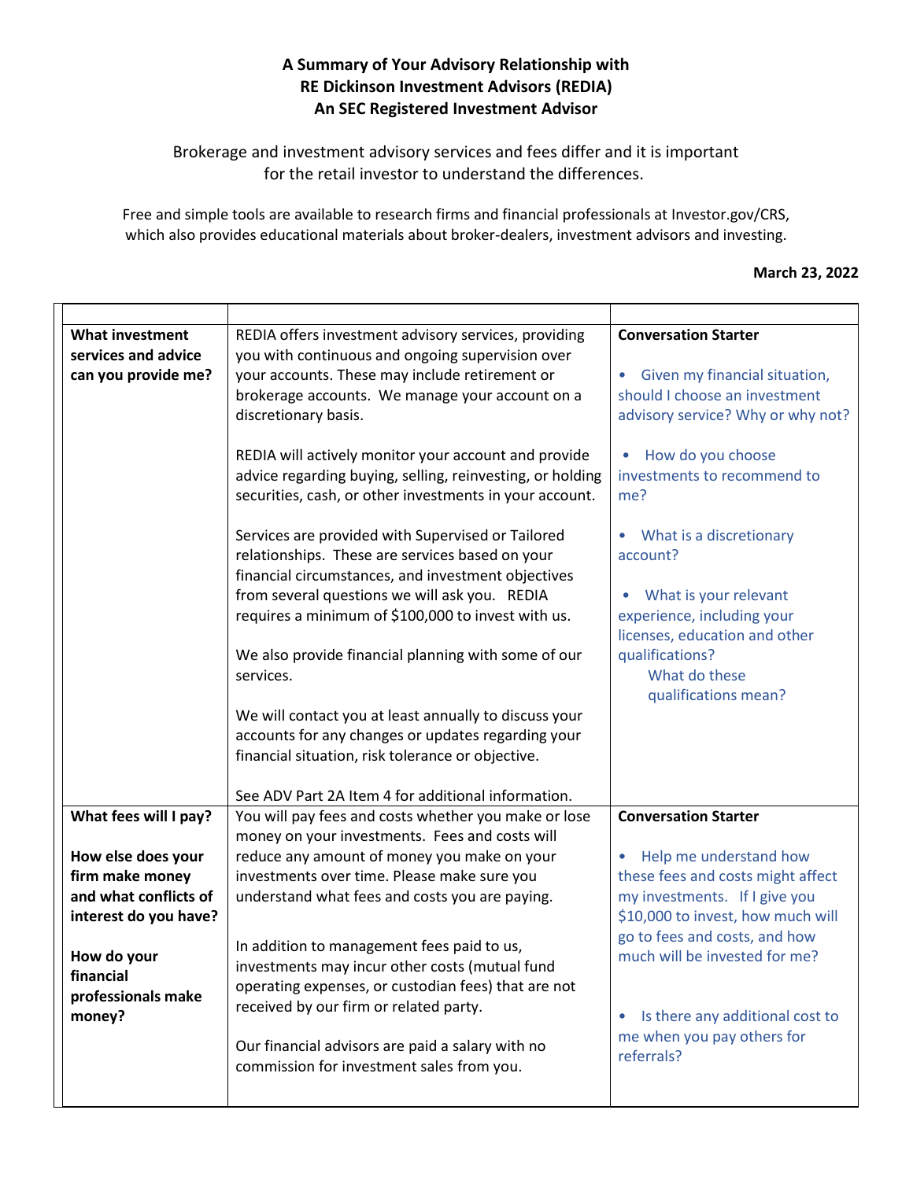**A Summary of Your Advisory Relationship with**
**RE Dickinson Investment Advisors (REDIA)**
**An SEC Registered Investment Advisor**

Brokerage and investment advisory services and fees differ and it is important for the retail investor to understand the differences.

Free and simple tools are available to research firms and financial professionals at Investor.gov/CRS, which also provides educational materials about broker-dealers, investment advisors and investing.

**March 23, 2022**

| | | |
|---|---|---|
| **What investment services and advice can you provide me?** | REDIA offers investment advisory services, providing you with continuous and ongoing supervision over your accounts. These may include retirement or brokerage accounts. We manage your account on a discretionary basis.<br><br>REDIA will actively monitor your account and provide advice regarding buying, selling, reinvesting, or holding securities, cash, or other investments in your account.<br><br>Services are provided with Supervised or Tailored relationships. These are services based on your financial circumstances, and investment objectives from several questions we will ask you. REDIA requires a minimum of $100,000 to invest with us.<br><br>We also provide financial planning with some of our services.<br><br>We will contact you at least annually to discuss your accounts for any changes or updates regarding your financial situation, risk tolerance or objective.<br><br>See ADV Part 2A Item 4 for additional information. | **Conversation Starter**<br><br>• Given my financial situation, should I choose an investment advisory service? Why or why not?<br><br>• How do you choose investments to recommend to me?<br><br>• What is a discretionary account?<br><br>• What is your relevant experience, including your licenses, education and other qualifications? What do these qualifications mean? |
| **What fees will I pay?**<br><br>**How else does your firm make money and what conflicts of interest do you have?**<br><br>**How do your financial professionals make money?** | You will pay fees and costs whether you make or lose money on your investments. Fees and costs will reduce any amount of money you make on your investments over time. Please make sure you understand what fees and costs you are paying.<br><br>In addition to management fees paid to us, investments may incur other costs (mutual fund operating expenses, or custodian fees) that are not received by our firm or related party.<br><br>Our financial advisors are paid a salary with no commission for investment sales from you. | **Conversation Starter**<br><br>• Help me understand how these fees and costs might affect my investments. If I give you $10,000 to invest, how much will go to fees and costs, and how much will be invested for me?<br><br>• Is there any additional cost to me when you pay others for referrals? |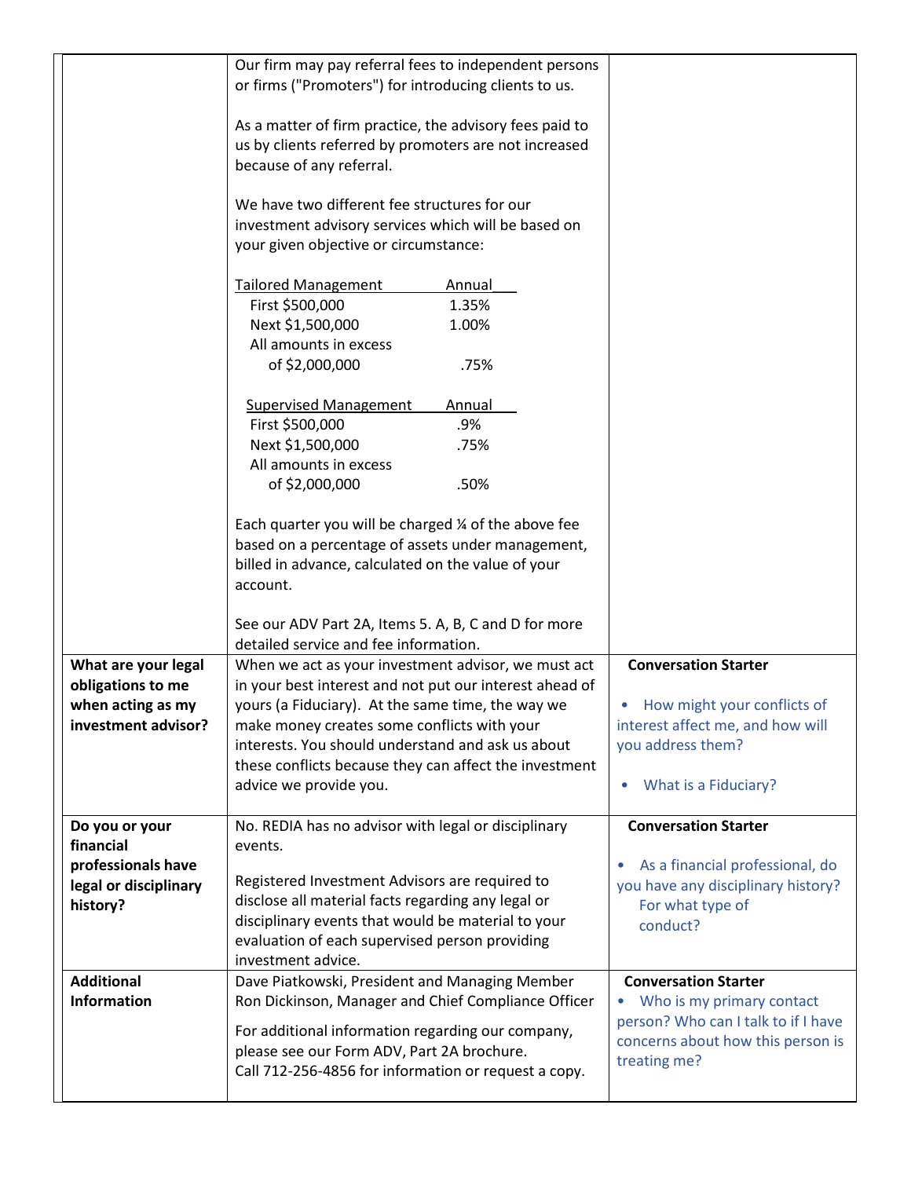| | | |
|---|---|---|
| | Our firm may pay referral fees to independent persons or firms ("Promoters") for introducing clients to us.<br><br>As a matter of firm practice, the advisory fees paid to us by clients referred by promoters are not increased because of any referral.<br><br>We have two different fee structures for our investment advisory services which will be based on your given objective or circumstance:<br><br>Tailored Management — Annual<br>First $500,000 — 1.35%<br>Next $1,500,000 — 1.00%<br>All amounts in excess of $2,000,000 — .75%<br><br>Supervised Management — Annual<br>First $500,000 — .9%<br>Next $1,500,000 — .75%<br>All amounts in excess of $2,000,000 — .50%<br><br>Each quarter you will be charged ¼ of the above fee based on a percentage of assets under management, billed in advance, calculated on the value of your account.<br><br>See our ADV Part 2A, Items 5. A, B, C and D for more detailed service and fee information. | |
| **What are your legal obligations to me when acting as my investment advisor?** | When we act as your investment advisor, we must act in your best interest and not put our interest ahead of yours (a Fiduciary). At the same time, the way we make money creates some conflicts with your interests. You should understand and ask us about these conflicts because they can affect the investment advice we provide you. | **Conversation Starter**<br><br>• How might your conflicts of interest affect me, and how will you address them?<br><br>• What is a Fiduciary? |
| **Do you or your financial professionals have legal or disciplinary history?** | No. REDIA has no advisor with legal or disciplinary events.<br><br>Registered Investment Advisors are required to disclose all material facts regarding any legal or disciplinary events that would be material to your evaluation of each supervised person providing investment advice. | **Conversation Starter**<br><br>• As a financial professional, do you have any disciplinary history? For what type of conduct? |
| **Additional Information** | Dave Piatkowski, President and Managing Member<br>Ron Dickinson, Manager and Chief Compliance Officer<br><br>For additional information regarding our company, please see our Form ADV, Part 2A brochure.<br>Call 712-256-4856 for information or request a copy. | **Conversation Starter**<br>• Who is my primary contact person? Who can I talk to if I have concerns about how this person is treating me? |